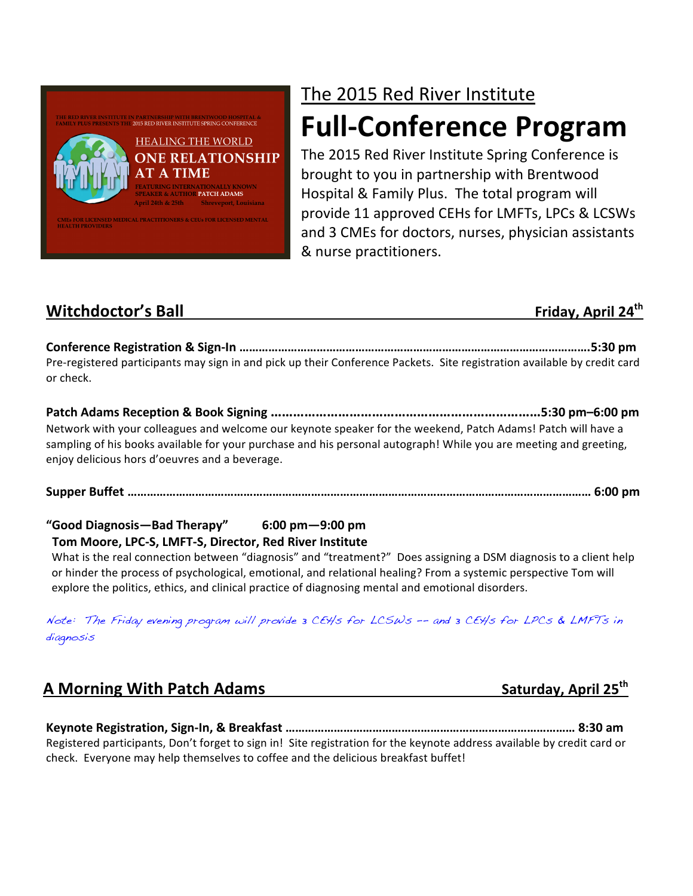THE RED RIVER INSTITUTE IN PARTNERSHIP WITH BRENTWOOD HOSPITAL & FAMILY PLUS PRESENTS THE 2015 RED RIVER INSTITUTE SPRING CONFERENCE

HEALING THE WORLD

ONE RELATIONSHIP AT A TIME

FEATURING INTERNATIONALLY KNOWN SPEAKER & AUTHOR PATCH ADAMS

April 24th & 25th Shreveport, Louisiana

CMEs FOR LICENSED MEDICAL PRACTITIONERS & CEUs FOR LICENSED MENTAL HEALTH PROVIDERS

The 2015 Red River Institute

# Full-Conference Program

The 2015 Red River Institute Spring Conference is brought to you in partnership with Brentwood Hospital & Family Plus. The total program will provide 11 approved CEHs for LMFTs, LPCs & LCSWs and 3 CMEs for doctors, nurses, physician assistants & nurse practitioners.

## Witchdoctor's Ball — Friday, April 24th

**Conference Registration & Sign-In ………………………………………………………………………5:30 pm**

Pre-registered participants may sign in and pick up their Conference Packets. Site registration available by credit card or check.

**Patch Adams Reception & Book Signing ………………………………………………………5:30 pm–6:00 pm**

Network with your colleagues and welcome our keynote speaker for the weekend, Patch Adams! Patch will have a sampling of his books available for your purchase and his personal autograph! While you are meeting and greeting, enjoy delicious hors d'oeuvres and a beverage.

**Supper Buffet ……………………………………………………………………………………………… 6:00 pm**

**"Good Diagnosis—Bad Therapy" 6:00 pm—9:00 pm**

**Tom Moore, LPC-S, LMFT-S, Director, Red River Institute**

What is the real connection between "diagnosis" and "treatment?" Does assigning a DSM diagnosis to a client help or hinder the process of psychological, emotional, and relational healing? From a systemic perspective Tom will explore the politics, ethics, and clinical practice of diagnosing mental and emotional disorders.

*Note: The Friday evening program will provide 3 CEHs for LCSWs -- and 3 CEHs for LPCs & LMFTs in diagnosis*

## A Morning With Patch Adams — Saturday, April 25th

**Keynote Registration, Sign-In, & Breakfast ……………………………………………………… 8:30 am**

Registered participants, Don't forget to sign in! Site registration for the keynote address available by credit card or check. Everyone may help themselves to coffee and the delicious breakfast buffet!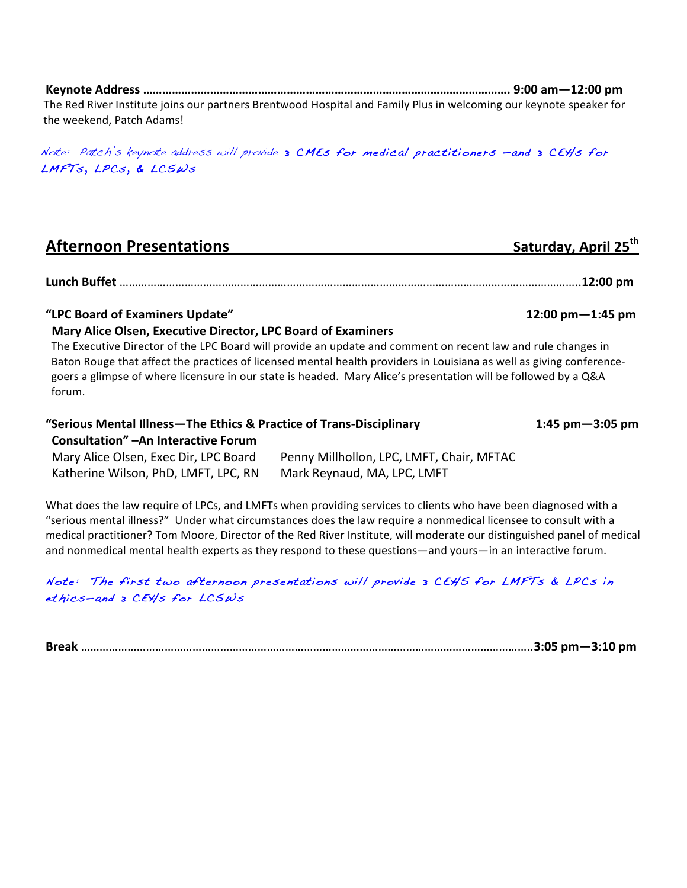**Keynote Address ………………………………………………………………………………………………… 9:00 am—12:00 pm**

The Red River Institute joins our partners Brentwood Hospital and Family Plus in welcoming our keynote speaker for the weekend, Patch Adams!

*Note: Patch's keynote address will provide **3 CMEs for medical practitioners —and 3 CEHs for LMFTs, LPCs, & LCSWs***

## Afternoon Presentations — Saturday, April 25th

**Lunch Buffet** ……………………………………………………………………………………………………………………….**12:00 pm**

**"LPC Board of Examiners Update"** — **12:00 pm—1:45 pm**

**Mary Alice Olsen, Executive Director, LPC Board of Examiners**

The Executive Director of the LPC Board will provide an update and comment on recent law and rule changes in Baton Rouge that affect the practices of licensed mental health providers in Louisiana as well as giving conference-goers a glimpse of where licensure in our state is headed. Mary Alice's presentation will be followed by a Q&A forum.

**"Serious Mental Illness—The Ethics & Practice of Trans-Disciplinary Consultation" –An Interactive Forum** — **1:45 pm—3:05 pm**

Mary Alice Olsen, Exec Dir, LPC Board
Penny Millhollon, LPC, LMFT, Chair, MFTAC
Katherine Wilson, PhD, LMFT, LPC, RN
Mark Reynaud, MA, LPC, LMFT

What does the law require of LPCs, and LMFTs when providing services to clients who have been diagnosed with a "serious mental illness?" Under what circumstances does the law require a nonmedical licensee to consult with a medical practitioner? Tom Moore, Director of the Red River Institute, will moderate our distinguished panel of medical and nonmedical mental health experts as they respond to these questions—and yours—in an interactive forum.

*Note: The first two afternoon presentations will provide 3 CEHS for LMFTs & LPCs in ethics—and 3 CEHs for LCSWs*

**Break** ……………………………………………………………………………………………………………………….**3:05 pm—3:10 pm**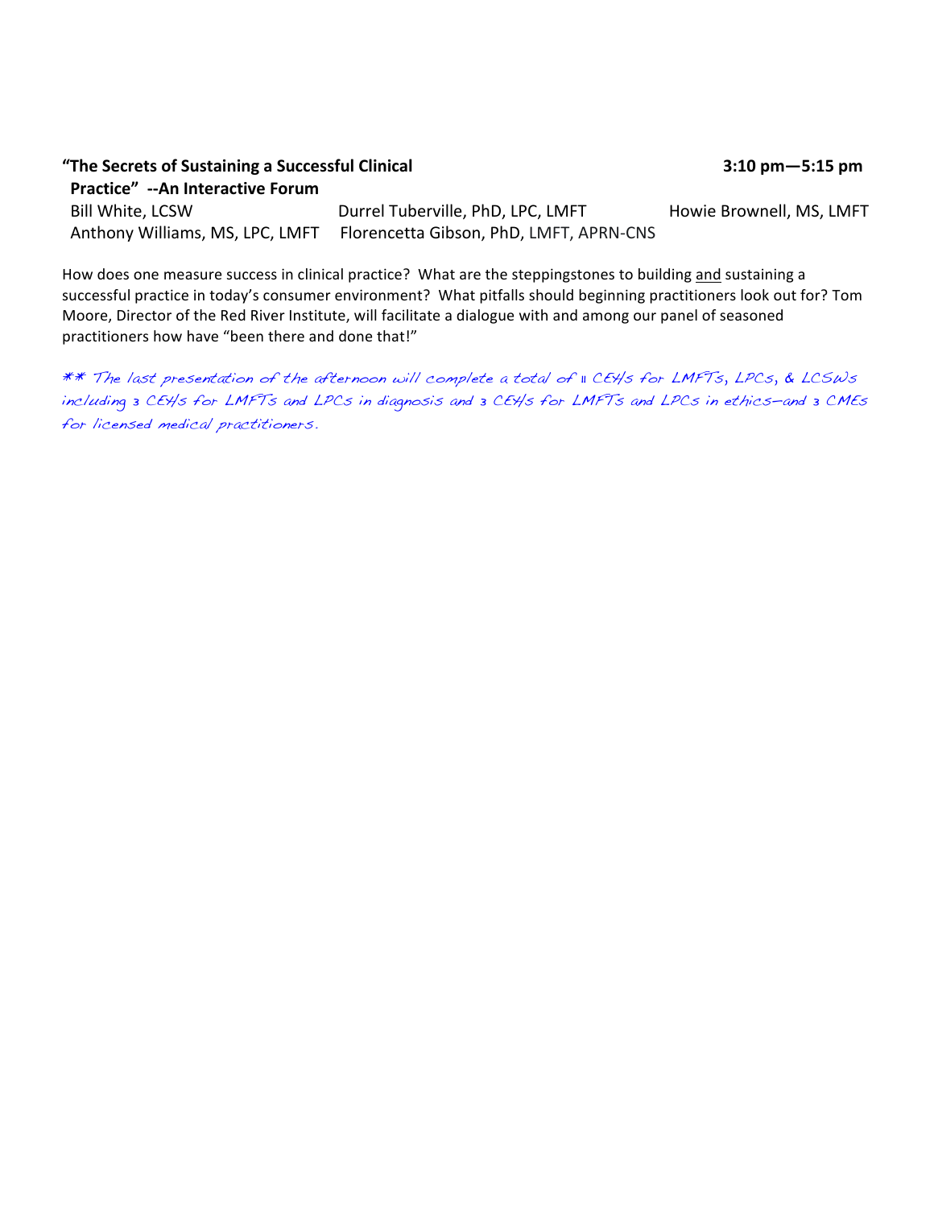**"The Secrets of Sustaining a Successful Clinical Practice" --An Interactive Forum** **3:10 pm—5:15 pm**

Bill White, LCSW
Durrel Tuberville, PhD, LPC, LMFT
Howie Brownell, MS, LMFT
Anthony Williams, MS, LPC, LMFT
Florencetta Gibson, PhD, LMFT, APRN-CNS

How does one measure success in clinical practice? What are the steppingstones to building and sustaining a successful practice in today's consumer environment? What pitfalls should beginning practitioners look out for? Tom Moore, Director of the Red River Institute, will facilitate a dialogue with and among our panel of seasoned practitioners how have "been there and done that!"

*** The last presentation of the afternoon will complete a total of 11 CEHs for LMFTs, LPCs, & LCSWs including 3 CEHs for LMFTs and LPCs in diagnosis and 3 CEHs for LMFTs and LPCs in ethics—and 3 CMEs for licensed medical practitioners.*